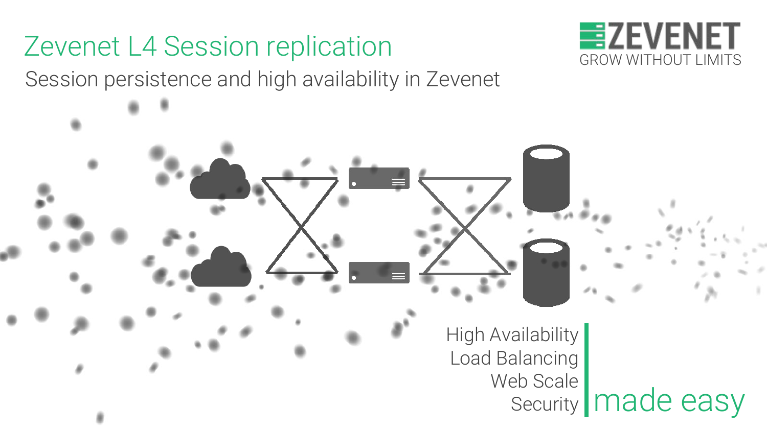# Zevenet L4 Session replication

## Session persistence and high availability in Zevenet

ZEVENET

GROW WITHOUT LIMITS

High Availability
Load Balancing
Web Scale
Security

made easy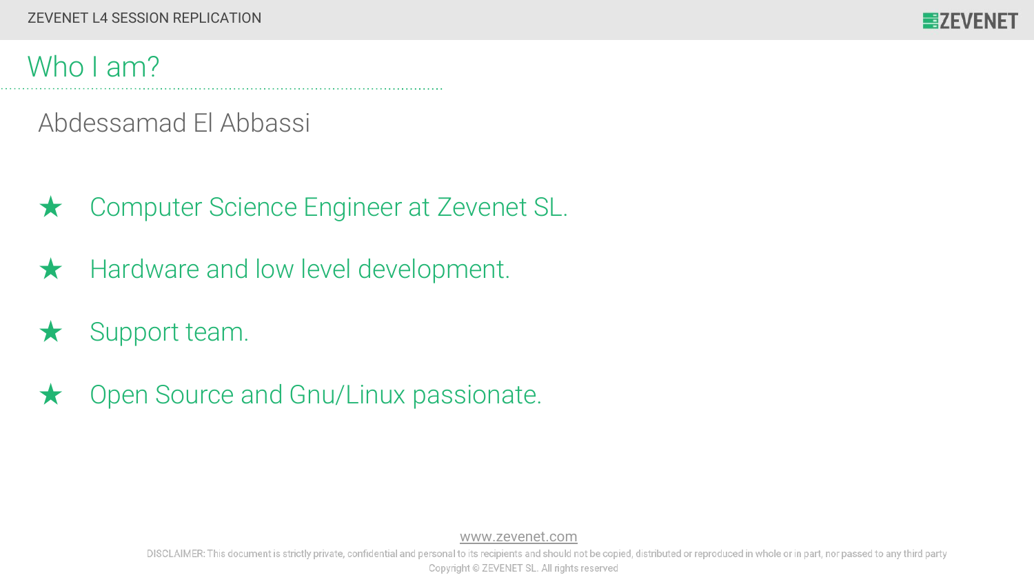## Who I am?

Abdessamad El Abbassi

- ★ Computer Science Engineer at Zevenet SL.
- ★ Hardware and low level development.
- ★ Support team.
- ★ Open Source and Gnu/Linux passionate.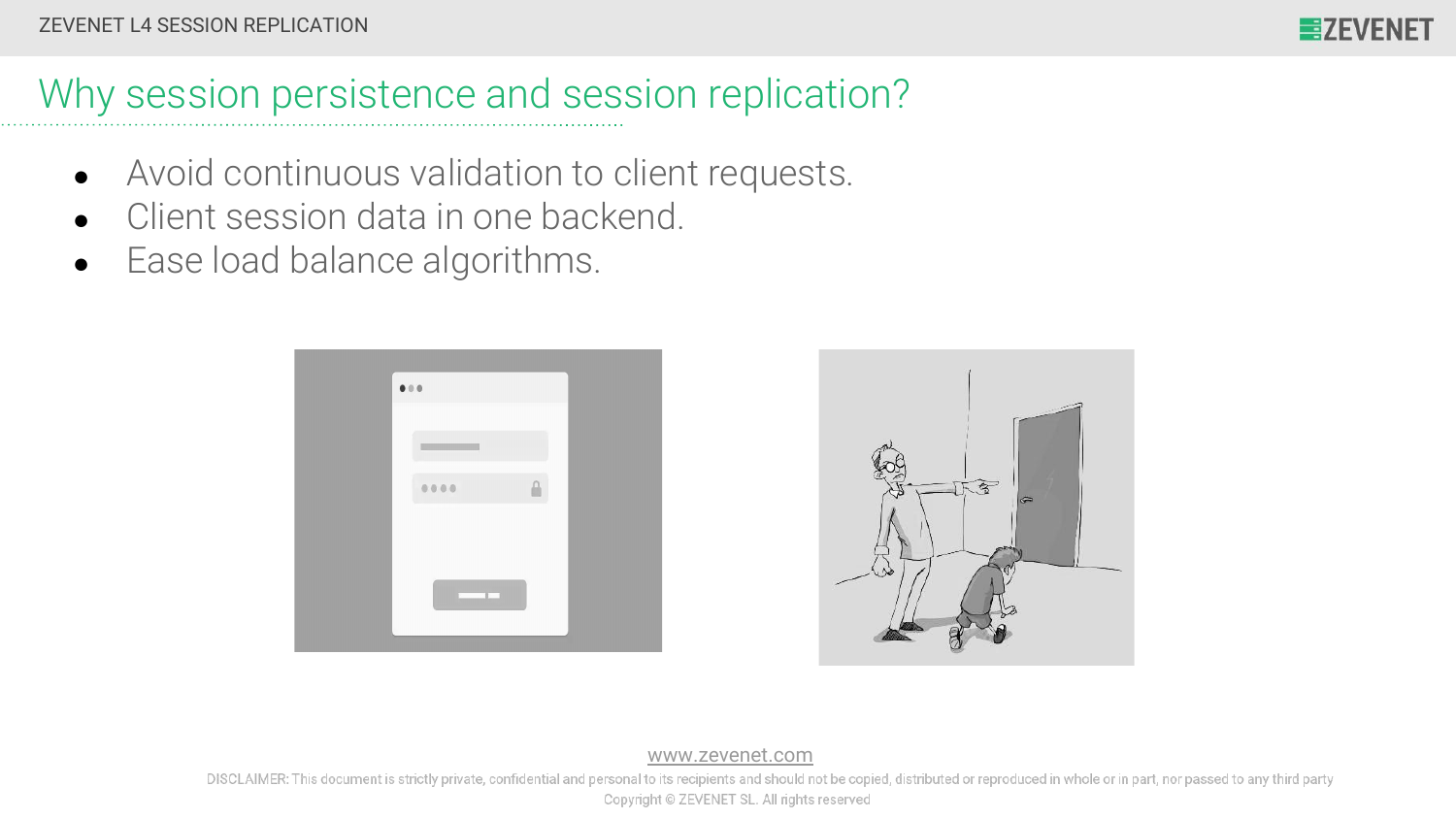# Why session persistence and session replication?

- Avoid continuous validation to client requests.
- Client session data in one backend.
- Ease load balance algorithms.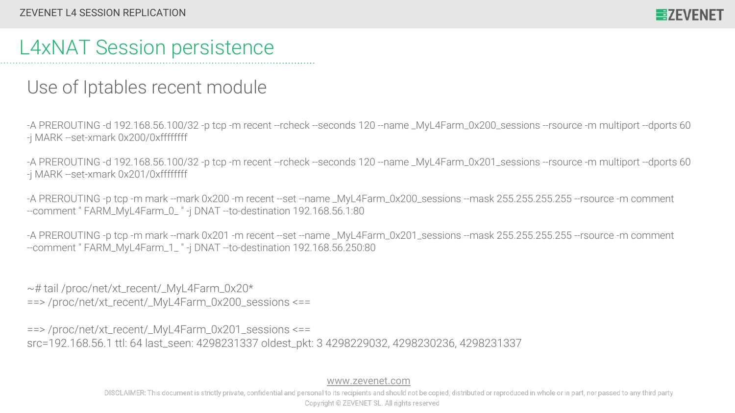# L4xNAT Session persistence

## Use of Iptables recent module

```
-A PREROUTING -d 192.168.56.100/32 -p tcp -m recent --rcheck --seconds 120 --name _MyL4Farm_0x200_sessions --rsource -m multiport --dports 60 -j MARK --set-xmark 0x200/0xffffffff

-A PREROUTING -d 192.168.56.100/32 -p tcp -m recent --rcheck --seconds 120 --name _MyL4Farm_0x201_sessions --rsource -m multiport --dports 60 -j MARK --set-xmark 0x201/0xffffffff

-A PREROUTING -p tcp -m mark --mark 0x200 -m recent --set --name _MyL4Farm_0x200_sessions --mask 255.255.255.255 --rsource -m comment --comment " FARM_MyL4Farm_0_ " -j DNAT --to-destination 192.168.56.1:80

-A PREROUTING -p tcp -m mark --mark 0x201 -m recent --set --name _MyL4Farm_0x201_sessions --mask 255.255.255.255 --rsource -m comment --comment " FARM_MyL4Farm_1_ " -j DNAT --to-destination 192.168.56.250:80
```

```
~# tail /proc/net/xt_recent/_MyL4Farm_0x20*
==> /proc/net/xt_recent/_MyL4Farm_0x200_sessions <==

==> /proc/net/xt_recent/_MyL4Farm_0x201_sessions <==
src=192.168.56.1 ttl: 64 last_seen: 4298231337 oldest_pkt: 3 4298229032, 4298230236, 4298231337
```

www.zevenet.com

DISCLAIMER: This document is strictly private, confidential and personal to its recipients and should not be copied, distributed or reproduced in whole or in part, nor passed to any third party

Copyright © ZEVENET SL. All rights reserved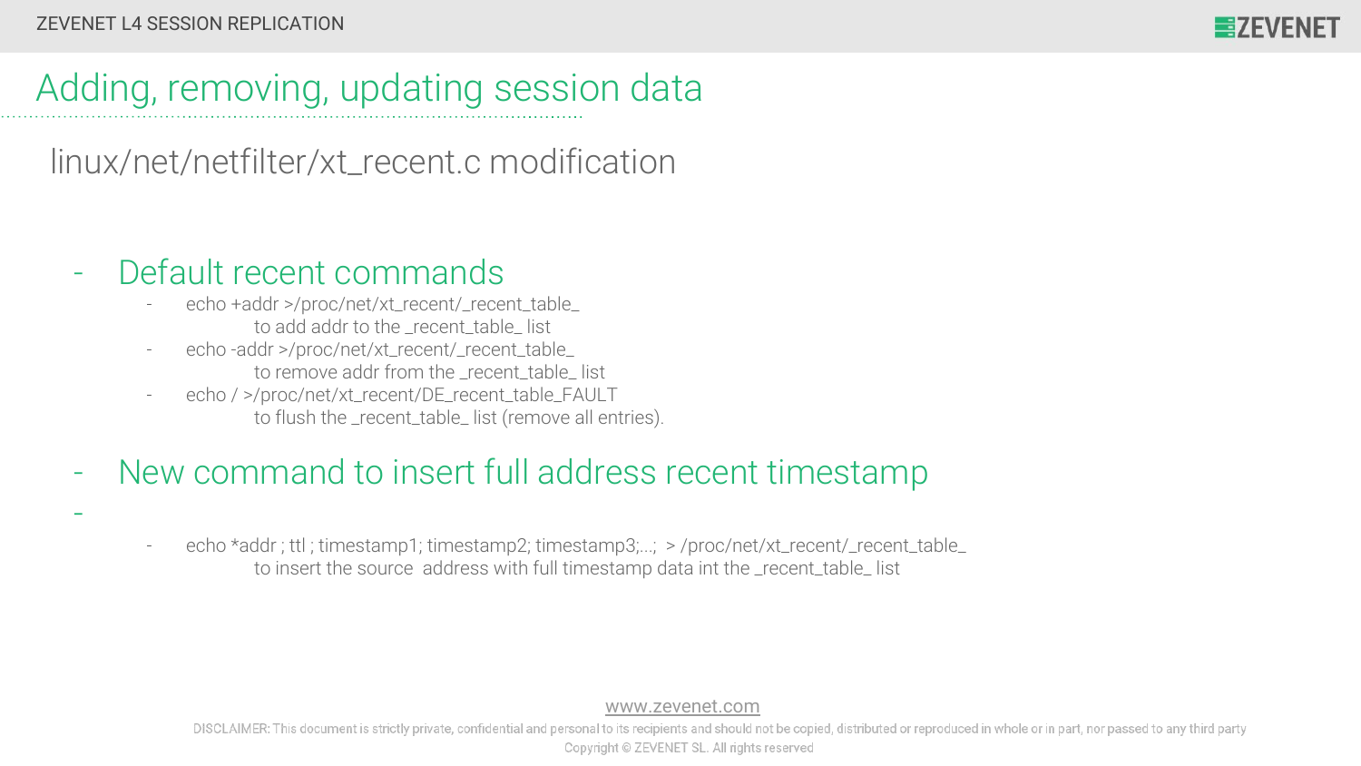# Adding, removing, updating session data

## linux/net/netfilter/xt_recent.c modification

- ### Default recent commands
  - echo +addr >/proc/net/xt_recent/_recent_table_
    to add addr to the _recent_table_ list
  - echo -addr >/proc/net/xt_recent/_recent_table_
    to remove addr from the _recent_table_ list
  - echo / >/proc/net/xt_recent/DE_recent_table_FAULT
    to flush the _recent_table_ list (remove all entries).

- ### New command to insert full address recent timestamp
-
  - echo *addr ; ttl ; timestamp1; timestamp2; timestamp3;...; > /proc/net/xt_recent/_recent_table_
    to insert the source address with full timestamp data int the _recent_table_ list

www.zevenet.com

DISCLAIMER: This document is strictly private, confidential and personal to its recipients and should not be copied, distributed or reproduced in whole or in part, nor passed to any third party

Copyright © ZEVENET SL. All rights reserved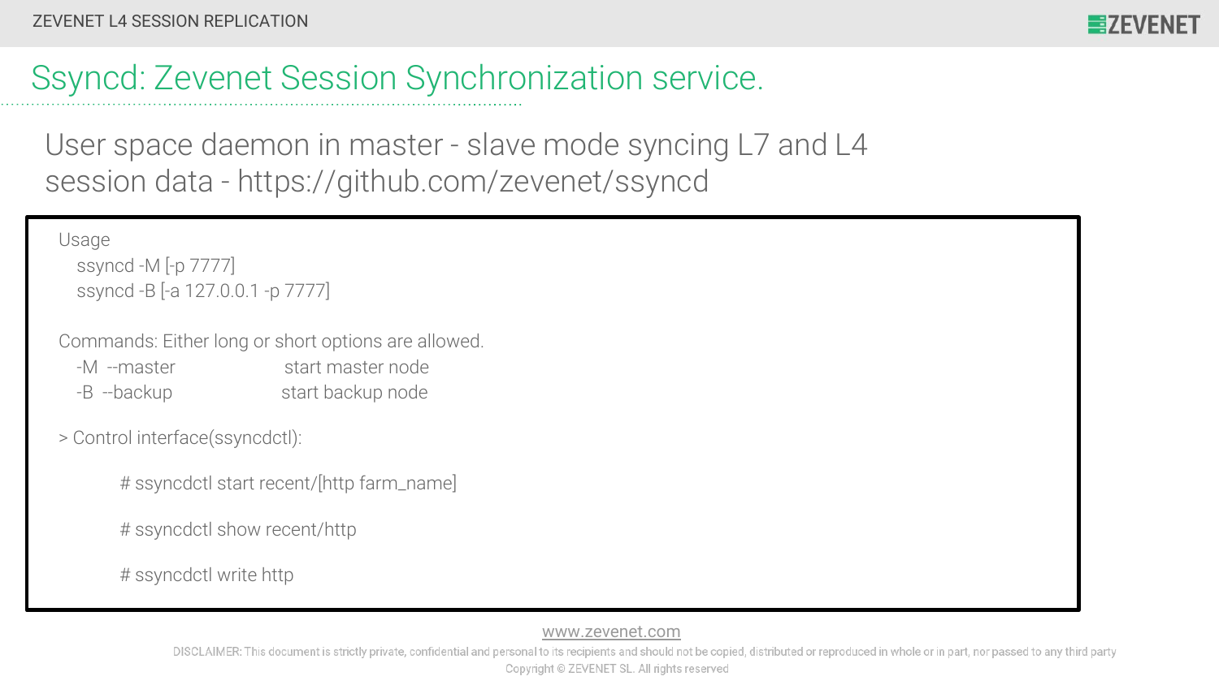# Ssyncd: Zevenet Session Synchronization service.

User space daemon in master - slave mode syncing L7 and L4 session data - https://github.com/zevenet/ssyncd

```
Usage
   ssyncd -M [-p 7777]
   ssyncd -B [-a 127.0.0.1 -p 7777]

Commands: Either long or short options are allowed.
   -M  --master                 start master node
   -B  --backup                 start backup node

> Control interface(ssyncdctl):

        # ssyncdctl start recent/[http farm_name]

        # ssyncdctl show recent/http

        # ssyncdctl write http
```

www.zevenet.com

DISCLAIMER: This document is strictly private, confidential and personal to its recipients and should not be copied, distributed or reproduced in whole or in part, nor passed to any third party

Copyright © ZEVENET SL. All rights reserved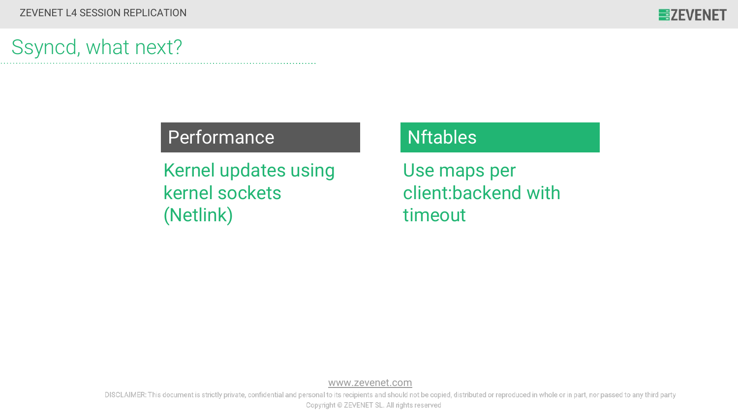# Ssyncd, what next?

## Performance

Kernel updates using kernel sockets (Netlink)

## Nftables

Use maps per client:backend with timeout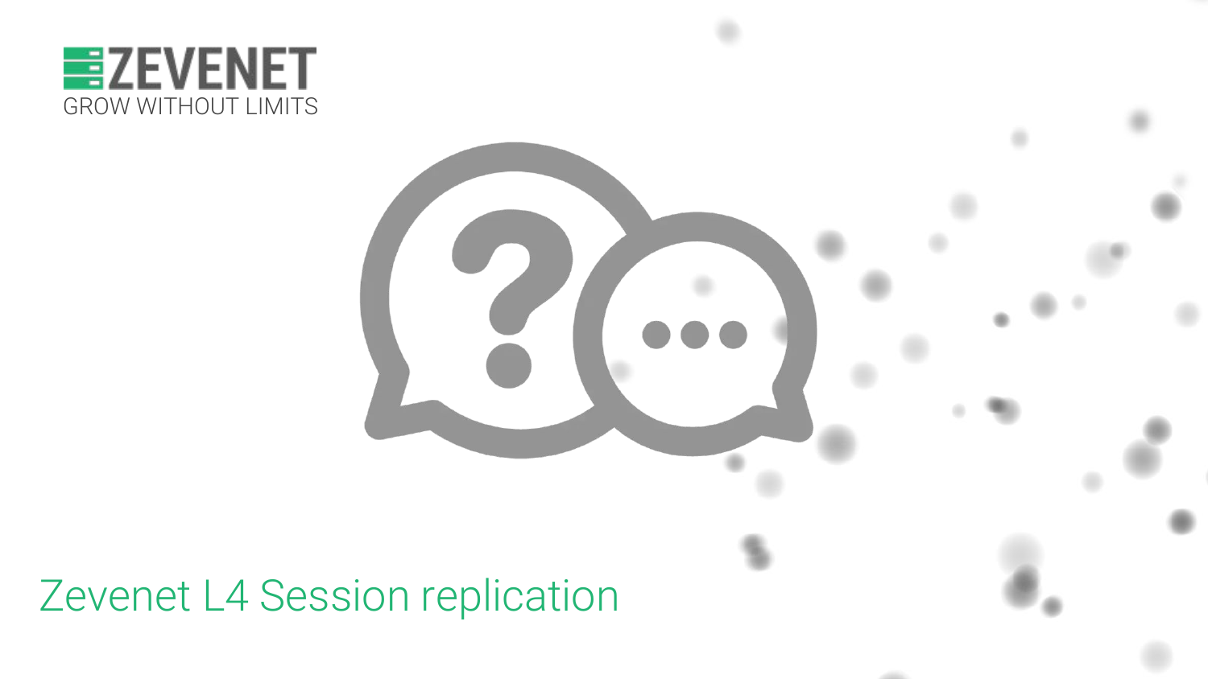ZEVENET

GROW WITHOUT LIMITS

Zevenet L4 Session replication